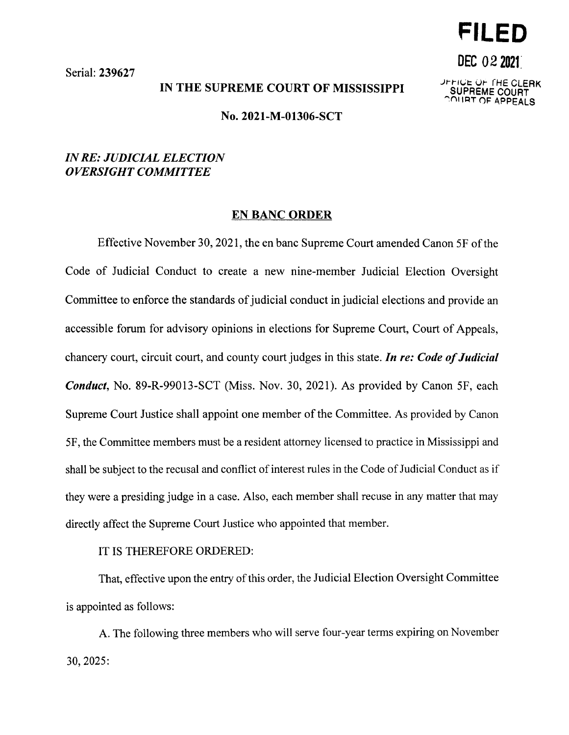Serial: **239627**

**FILED**

**DEC 02 2021**

OFFICE OF THE CLERK
SUPREME COURT
COURT OF APPEALS

**IN THE SUPREME COURT OF MISSISSIPPI**

**No. 2021-M-01306-SCT**

***IN RE: JUDICIAL ELECTION OVERSIGHT COMMITTEE***

## EN BANC ORDER

Effective November 30, 2021, the en banc Supreme Court amended Canon 5F of the Code of Judicial Conduct to create a new nine-member Judicial Election Oversight Committee to enforce the standards of judicial conduct in judicial elections and provide an accessible forum for advisory opinions in elections for Supreme Court, Court of Appeals, chancery court, circuit court, and county court judges in this state. ***In re: Code of Judicial Conduct***, No. 89-R-99013-SCT (Miss. Nov. 30, 2021). As provided by Canon 5F, each Supreme Court Justice shall appoint one member of the Committee. As provided by Canon 5F, the Committee members must be a resident attorney licensed to practice in Mississippi and shall be subject to the recusal and conflict of interest rules in the Code of Judicial Conduct as if they were a presiding judge in a case. Also, each member shall recuse in any matter that may directly affect the Supreme Court Justice who appointed that member.

IT IS THEREFORE ORDERED:

That, effective upon the entry of this order, the Judicial Election Oversight Committee is appointed as follows:

A. The following three members who will serve four-year terms expiring on November 30, 2025: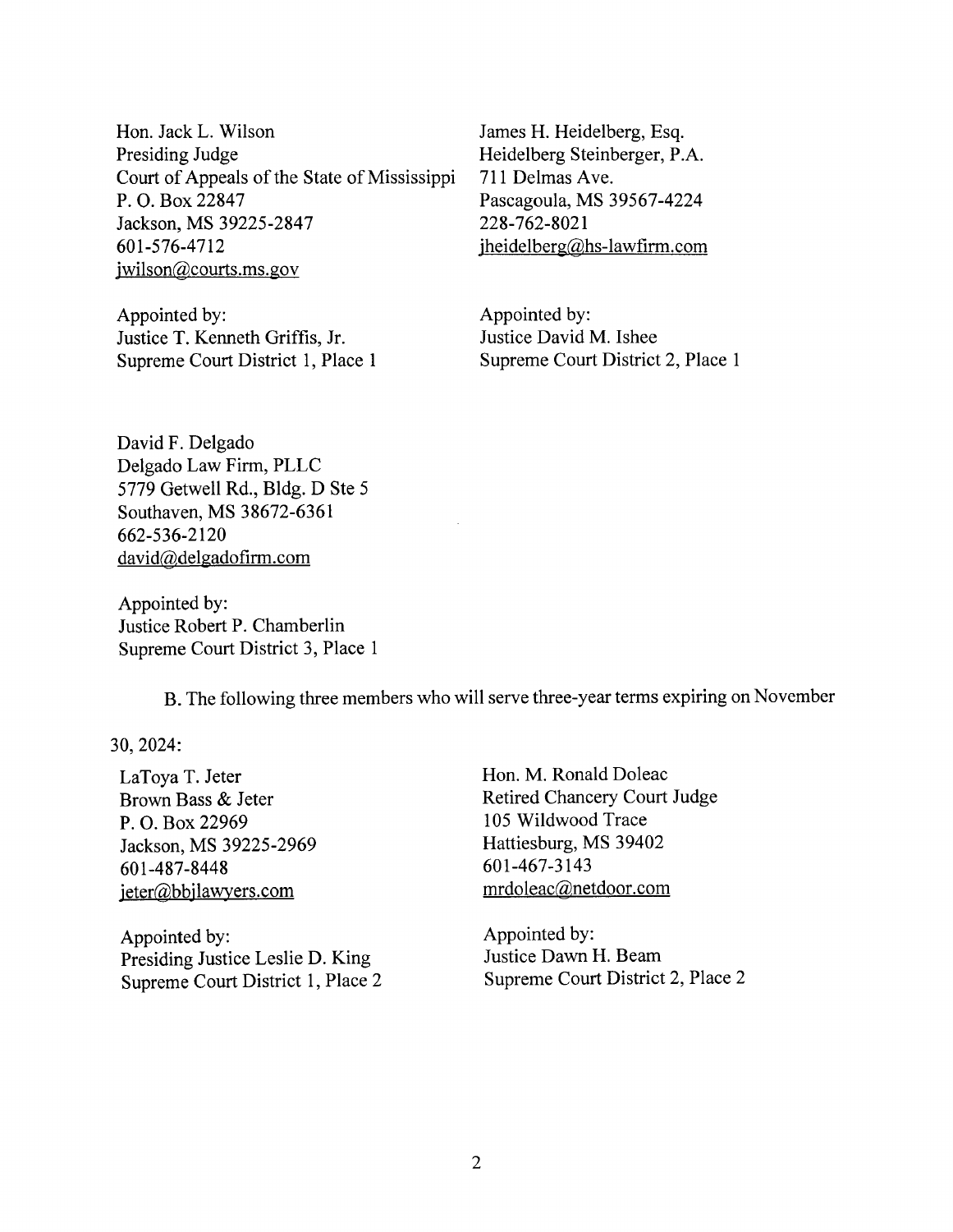Hon. Jack L. Wilson
Presiding Judge
Court of Appeals of the State of Mississippi
P. O. Box 22847
Jackson, MS 39225-2847
601-576-4712
jwilson@courts.ms.gov

Appointed by:
Justice T. Kenneth Griffis, Jr.
Supreme Court District 1, Place 1

James H. Heidelberg, Esq.
Heidelberg Steinberger, P.A.
711 Delmas Ave.
Pascagoula, MS 39567-4224
228-762-8021
jheidelberg@hs-lawfirm.com

Appointed by:
Justice David M. Ishee
Supreme Court District 2, Place 1

David F. Delgado
Delgado Law Firm, PLLC
5779 Getwell Rd., Bldg. D Ste 5
Southaven, MS 38672-6361
662-536-2120
david@delgadofirm.com

Appointed by:
Justice Robert P. Chamberlin
Supreme Court District 3, Place 1

B. The following three members who will serve three-year terms expiring on November 30, 2024:

LaToya T. Jeter
Brown Bass & Jeter
P. O. Box 22969
Jackson, MS 39225-2969
601-487-8448
jeter@bbjlawyers.com

Appointed by:
Presiding Justice Leslie D. King
Supreme Court District 1, Place 2

Hon. M. Ronald Doleac
Retired Chancery Court Judge
105 Wildwood Trace
Hattiesburg, MS 39402
601-467-3143
mrdoleac@netdoor.com

Appointed by:
Justice Dawn H. Beam
Supreme Court District 2, Place 2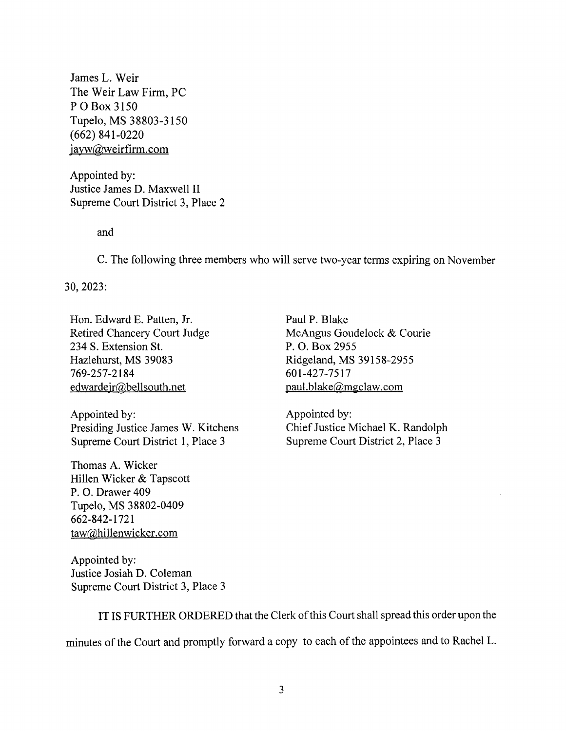James L. Weir
The Weir Law Firm, PC
P O Box 3150
Tupelo, MS 38803-3150
(662) 841-0220
jayw@weirfirm.com

Appointed by:
Justice James D. Maxwell II
Supreme Court District 3, Place 2

and

C. The following three members who will serve two-year terms expiring on November 30, 2023:

Hon. Edward E. Patten, Jr.
Retired Chancery Court Judge
234 S. Extension St.
Hazlehurst, MS 39083
769-257-2184
edwardejr@bellsouth.net

Appointed by:
Presiding Justice James W. Kitchens
Supreme Court District 1, Place 3

Paul P. Blake
McAngus Goudelock & Courie
P. O. Box 2955
Ridgeland, MS 39158-2955
601-427-7517
paul.blake@mgclaw.com

Appointed by:
Chief Justice Michael K. Randolph
Supreme Court District 2, Place 3

Thomas A. Wicker
Hillen Wicker & Tapscott
P. O. Drawer 409
Tupelo, MS 38802-0409
662-842-1721
taw@hillenwicker.com

Appointed by:
Justice Josiah D. Coleman
Supreme Court District 3, Place 3

IT IS FURTHER ORDERED that the Clerk of this Court shall spread this order upon the minutes of the Court and promptly forward a copy to each of the appointees and to Rachel L.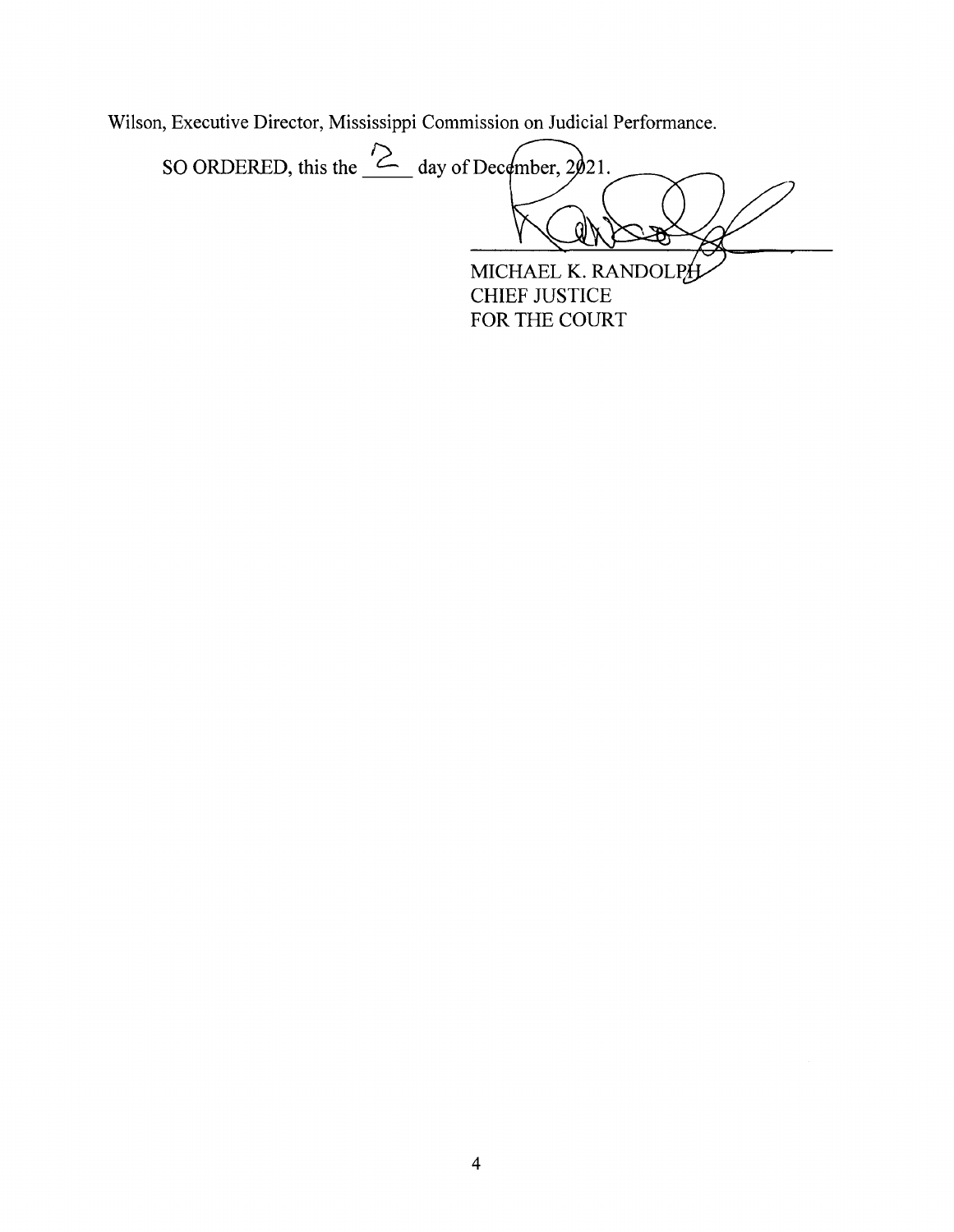Wilson, Executive Director, Mississippi Commission on Judicial Performance.

SO ORDERED, this the 2 day of December, 2021.

MICHAEL K. RANDOLPH
CHIEF JUSTICE
FOR THE COURT